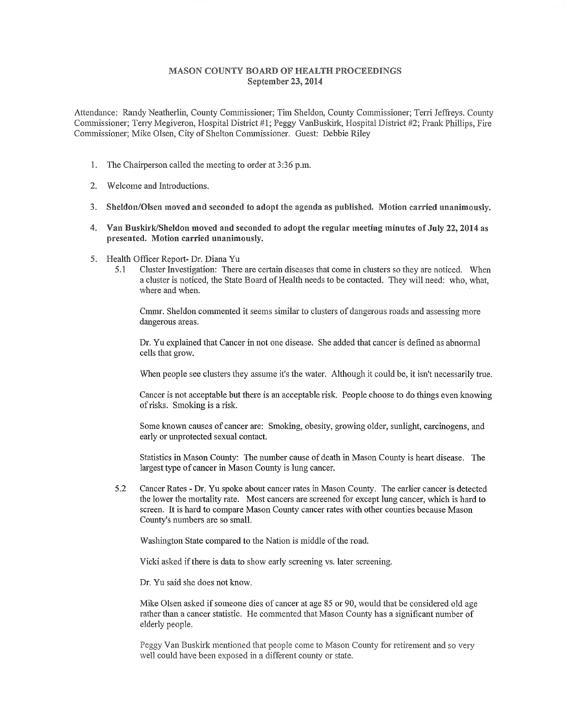# MASON COUNTY BOARD OF HEALTH PROCEEDINGS
## September 23, 2014

Attendance: Randy Neatherlin, County Commissioner; Tim Sheldon, County Commissioner; Terri Jeffreys. County Commissioner; Terry Megiveron, Hospital District #1; Peggy VanBuskirk, Hospital District #2; Frank Phillips, Fire Commissioner; Mike Olsen, City of Shelton Commissioner. Guest: Debbie Riley

1. The Chairperson called the meeting to order at 3:36 p.m.

2. Welcome and Introductions.

3. **Sheldon/Olsen moved and seconded to adopt the agenda as published. Motion carried unanimously.**

4. **Van Buskirk/Sheldon moved and seconded to adopt the regular meeting minutes of July 22, 2014 as presented. Motion carried unanimously.**

5. Health Officer Report- Dr. Diana Yu

   5.1 Cluster Investigation: There are certain diseases that come in clusters so they are noticed. When a cluster is noticed, the State Board of Health needs to be contacted. They will need: who, what, where and when.

   Cmmr. Sheldon commented it seems similar to clusters of dangerous roads and assessing more dangerous areas.

   Dr. Yu explained that Cancer in not one disease. She added that cancer is defined as abnormal cells that grow.

   When people see clusters they assume it's the water. Although it could be, it isn't necessarily true.

   Cancer is not acceptable but there is an acceptable risk. People choose to do things even knowing of risks. Smoking is a risk.

   Some known causes of cancer are: Smoking, obesity, growing older, sunlight, carcinogens, and early or unprotected sexual contact.

   Statistics in Mason County: The number cause of death in Mason County is heart disease. The largest type of cancer in Mason County is lung cancer.

   5.2 Cancer Rates - Dr. Yu spoke about cancer rates in Mason County. The earlier cancer is detected the lower the mortality rate. Most cancers are screened for except lung cancer, which is hard to screen. It is hard to compare Mason County cancer rates with other counties because Mason County's numbers are so small.

   Washington State compared to the Nation is middle of the road.

   Vicki asked if there is data to show early screening vs. later screening.

   Dr. Yu said she does not know.

   Mike Olsen asked if someone dies of cancer at age 85 or 90, would that be considered old age rather than a cancer statistic. He commented that Mason County has a significant number of elderly people.

   Peggy Van Buskirk mentioned that people come to Mason County for retirement and so very well could have been exposed in a different county or state.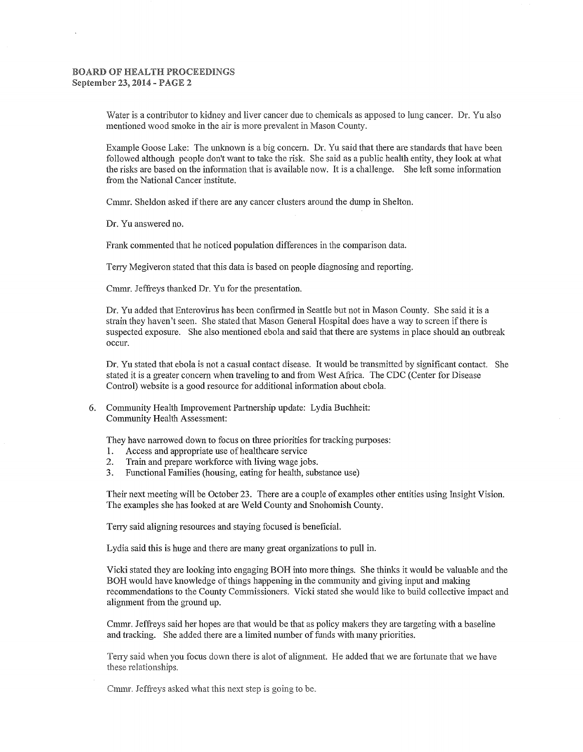Water is a contributor to kidney and liver cancer due to chemicals as apposed to lung cancer. Dr. Yu also mentioned wood smoke in the air is more prevalent in Mason County.

Example Goose Lake: The unknown is a big concern. Dr. Yu said that there are standards that have been followed although people don't want to take the risk. She said as a public health entity, they look at what the risks are based on the information that is available now. It is a challenge. She left some information from the National Cancer institute.

Cmmr. Sheldon asked if there are any cancer clusters around the dump in Shelton.

Dr. Yu answered no.

Frank commented that he noticed population differences in the comparison data.

Terry Megiveron stated that this data is based on people diagnosing and reporting.

Cmmr. Jeffreys thanked Dr. Yu for the presentation.

Dr. Yu added that Enterovirus has been confirmed in Seattle but not in Mason County. She said it is a strain they haven't seen. She stated that Mason General Hospital does have a way to screen if there is suspected exposure. She also mentioned ebola and said that there are systems in place should an outbreak occur.

Dr. Yu stated that ebola is not a casual contact disease. It would be transmitted by significant contact. She stated it is a greater concern when traveling to and from West Africa. The CDC (Center for Disease Control) website is a good resource for additional information about ebola.

6. Community Health Improvement Partnership update: Lydia Buchheit:
   Community Health Assessment:

   They have narrowed down to focus on three priorities for tracking purposes:
   1. Access and appropriate use of healthcare service
   2. Train and prepare workforce with living wage jobs.
   3. Functional Families (housing, eating for health, substance use)

   Their next meeting will be October 23. There are a couple of examples other entities using Insight Vision. The examples she has looked at are Weld County and Snohomish County.

   Terry said aligning resources and staying focused is beneficial.

   Lydia said this is huge and there are many great organizations to pull in.

   Vicki stated they are looking into engaging BOH into more things. She thinks it would be valuable and the BOH would have knowledge of things happening in the community and giving input and making recommendations to the County Commissioners. Vicki stated she would like to build collective impact and alignment from the ground up.

   Cmmr. Jeffreys said her hopes are that would be that as policy makers they are targeting with a baseline and tracking. She added there are a limited number of funds with many priorities.

   Terry said when you focus down there is alot of alignment. He added that we are fortunate that we have these relationships.

   Cmmr. Jeffreys asked what this next step is going to be.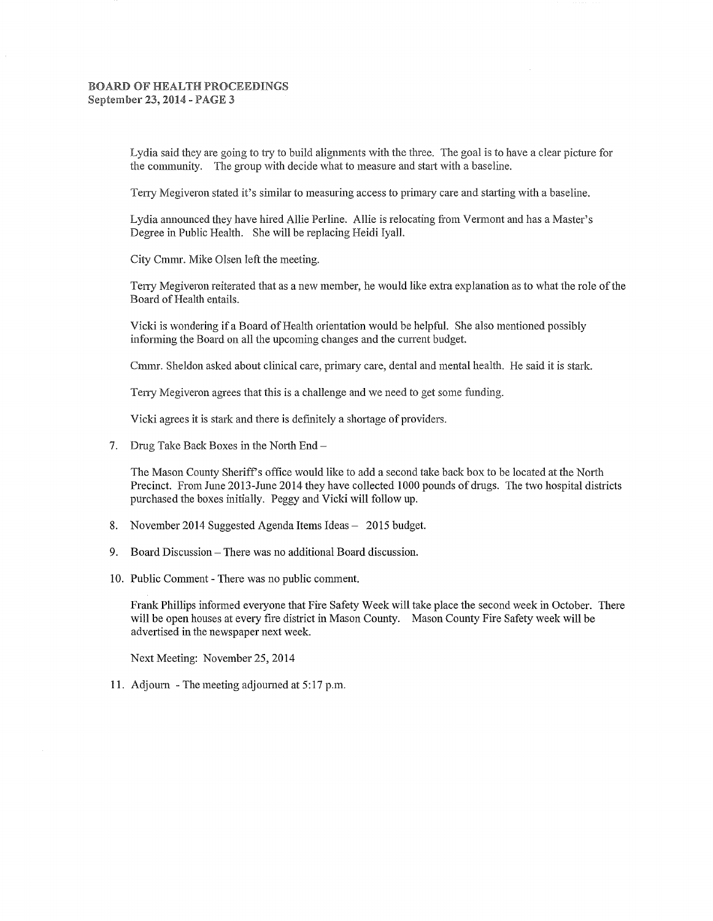Lydia said they are going to try to build alignments with the three. The goal is to have a clear picture for the community. The group with decide what to measure and start with a baseline.

Terry Megiveron stated it's similar to measuring access to primary care and starting with a baseline.

Lydia announced they have hired Allie Perline. Allie is relocating from Vermont and has a Master's Degree in Public Health. She will be replacing Heidi Iyall.

City Cmmr. Mike Olsen left the meeting.

Terry Megiveron reiterated that as a new member, he would like extra explanation as to what the role of the Board of Health entails.

Vicki is wondering if a Board of Health orientation would be helpful. She also mentioned possibly informing the Board on all the upcoming changes and the current budget.

Cmmr. Sheldon asked about clinical care, primary care, dental and mental health. He said it is stark.

Terry Megiveron agrees that this is a challenge and we need to get some funding.

Vicki agrees it is stark and there is definitely a shortage of providers.

7. Drug Take Back Boxes in the North End –

   The Mason County Sheriff's office would like to add a second take back box to be located at the North Precinct. From June 2013-June 2014 they have collected 1000 pounds of drugs. The two hospital districts purchased the boxes initially. Peggy and Vicki will follow up.

8. November 2014 Suggested Agenda Items Ideas – 2015 budget.

9. Board Discussion – There was no additional Board discussion.

10. Public Comment - There was no public comment.

    Frank Phillips informed everyone that Fire Safety Week will take place the second week in October. There will be open houses at every fire district in Mason County. Mason County Fire Safety week will be advertised in the newspaper next week.

    Next Meeting: November 25, 2014

11. Adjourn - The meeting adjourned at 5:17 p.m.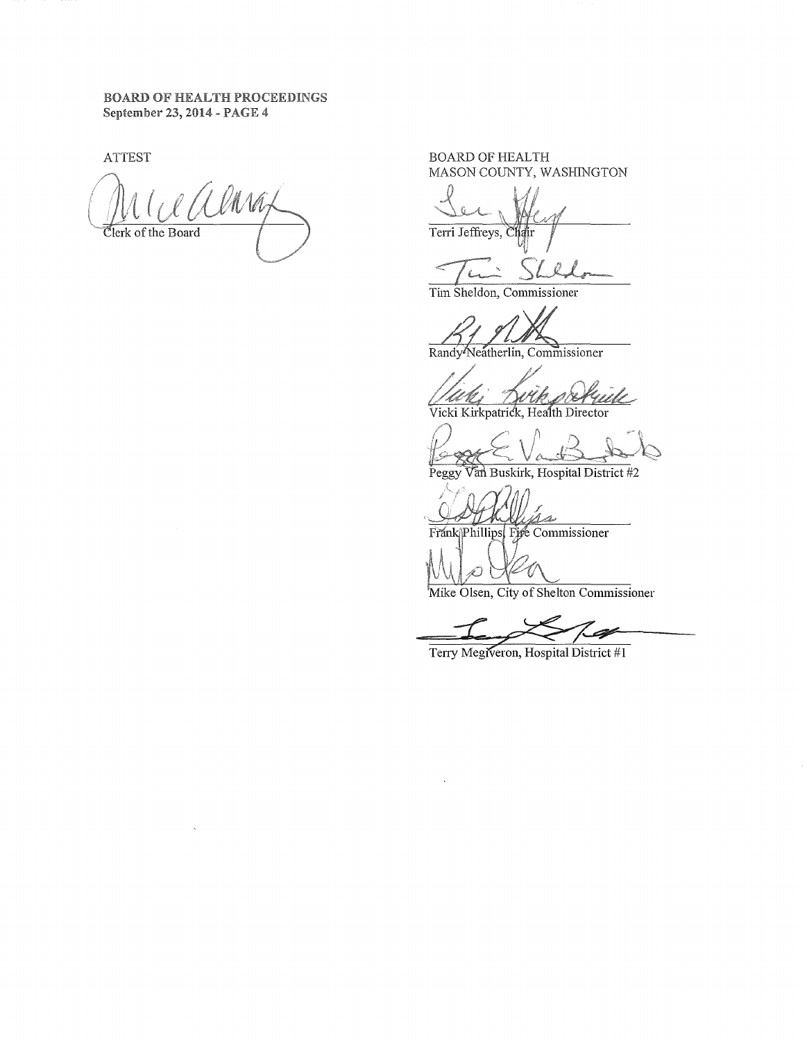**BOARD OF HEALTH PROCEEDINGS**
**September 23, 2014 - PAGE 4**

ATTEST

Clerk of the Board

BOARD OF HEALTH
MASON COUNTY, WASHINGTON

Terri Jeffreys, Chair

Tim Sheldon, Commissioner

Randy Neatherlin, Commissioner

Vicki Kirkpatrick, Health Director

Peggy Van Buskirk, Hospital District #2

Frank Phillips, Fire Commissioner

Mike Olsen, City of Shelton Commissioner

Terry Megiveron, Hospital District #1